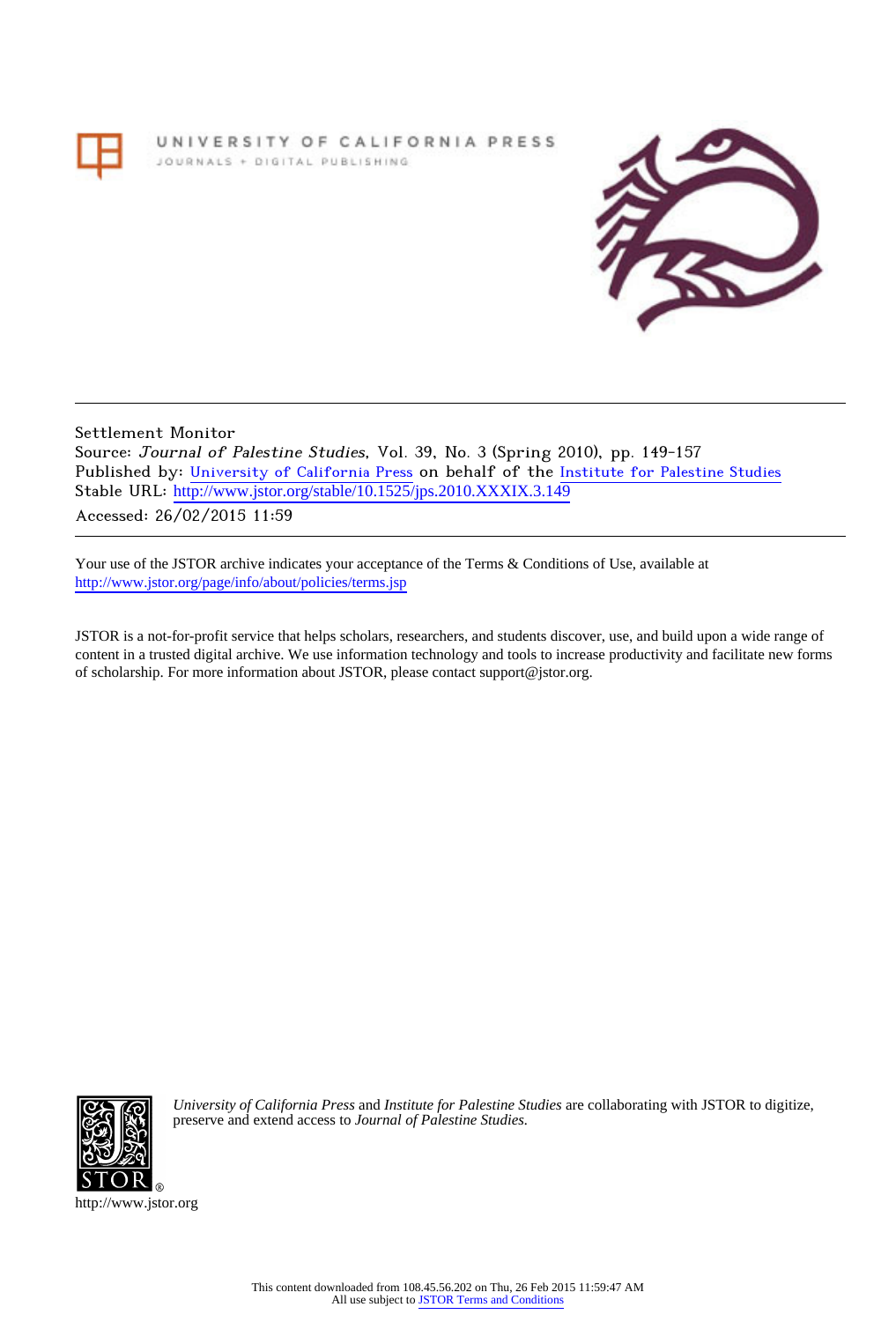UNIVERSITY OF CALIFORNIA PRESS

JOURNALS + DIGITAL PUBLISHING

Settlement Monitor
Source: *Journal of Palestine Studies*, Vol. 39, No. 3 (Spring 2010), pp. 149-157
Published by: University of California Press on behalf of the Institute for Palestine Studies
Stable URL: http://www.jstor.org/stable/10.1525/jps.2010.XXXIX.3.149
Accessed: 26/02/2015 11:59

Your use of the JSTOR archive indicates your acceptance of the Terms & Conditions of Use, available at http://www.jstor.org/page/info/about/policies/terms.jsp

JSTOR is a not-for-profit service that helps scholars, researchers, and students discover, use, and build upon a wide range of content in a trusted digital archive. We use information technology and tools to increase productivity and facilitate new forms of scholarship. For more information about JSTOR, please contact support@jstor.org.

*University of California Press* and *Institute for Palestine Studies* are collaborating with JSTOR to digitize, preserve and extend access to *Journal of Palestine Studies.*

http://www.jstor.org

This content downloaded from 108.45.56.202 on Thu, 26 Feb 2015 11:59:47 AM
All use subject to JSTOR Terms and Conditions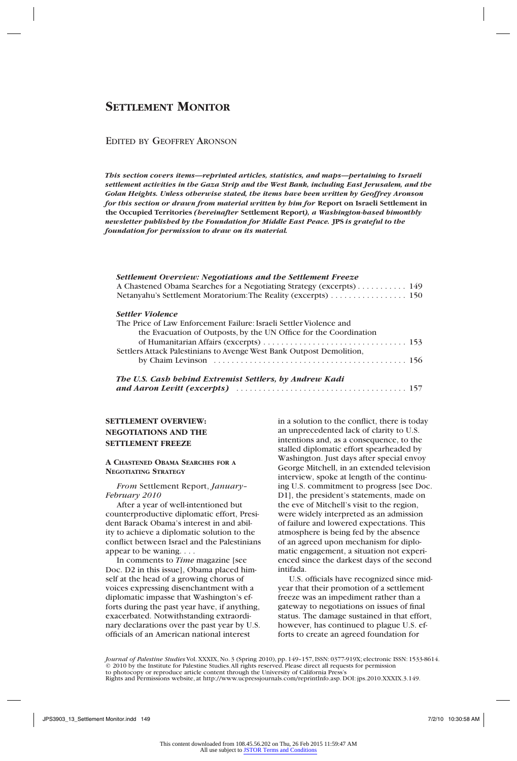# SETTLEMENT MONITOR

EDITED BY GEOFFREY ARONSON

***This section covers items—reprinted articles, statistics, and maps—pertaining to Israeli settlement activities in the Gaza Strip and the West Bank, including East Jerusalem, and the Golan Heights. Unless otherwise stated, the items have been written by Geoffrey Aronson for this section or drawn from material written by him for* Report on Israeli Settlement in the Occupied Territories *(hereinafter* Settlement Report*), a Washington-based bimonthly newsletter published by the Foundation for Middle East Peace.* JPS *is grateful to the foundation for permission to draw on its material.***

***Settlement Overview: Negotiations and the Settlement Freeze***
A Chastened Obama Searches for a Negotiating Strategy (excerpts) . . . . . . . . . . . 149
Netanyahu's Settlement Moratorium: The Reality (excerpts) . . . . . . . . . . . . . . . . 150

***Settler Violence***
The Price of Law Enforcement Failure: Israeli Settler Violence and the Evacuation of Outposts, by the UN Office for the Coordination of Humanitarian Affairs (excerpts) . . . . . . . . . . . . . . . . . . . . . . . . . . . . . . . 153
Settlers Attack Palestinians to Avenge West Bank Outpost Demolition, by Chaim Levinson . . . . . . . . . . . . . . . . . . . . . . . . . . . . . . . . . . . . . . . . . . 156

***The U.S. Cash behind Extremist Settlers, by Andrew Kadi and Aaron Levitt (excerpts)*** . . . . . . . . . . . . . . . . . . . . . . . . . . . . . . . . . . . . . 157

## SETTLEMENT OVERVIEW: NEGOTIATIONS AND THE SETTLEMENT FREEZE

### A CHASTENED OBAMA SEARCHES FOR A NEGOTIATING STRATEGY

*From* Settlement Report, *January–February 2010*

After a year of well-intentioned but counterproductive diplomatic effort, President Barack Obama's interest in and ability to achieve a diplomatic solution to the conflict between Israel and the Palestinians appear to be waning. . . .

In comments to *Time* magazine [see Doc. D2 in this issue], Obama placed himself at the head of a growing chorus of voices expressing disenchantment with a diplomatic impasse that Washington's efforts during the past year have, if anything, exacerbated. Notwithstanding extraordinary declarations over the past year by U.S. officials of an American national interest in a solution to the conflict, there is today an unprecedented lack of clarity to U.S. intentions and, as a consequence, to the stalled diplomatic effort spearheaded by Washington. Just days after special envoy George Mitchell, in an extended television interview, spoke at length of the continuing U.S. commitment to progress [see Doc. D1], the president's statements, made on the eve of Mitchell's visit to the region, were widely interpreted as an admission of failure and lowered expectations. This atmosphere is being fed by the absence of an agreed upon mechanism for diplomatic engagement, a situation not experienced since the darkest days of the second intifada.

U.S. officials have recognized since midyear that their promotion of a settlement freeze was an impediment rather than a gateway to negotiations on issues of final status. The damage sustained in that effort, however, has continued to plague U.S. efforts to create an agreed foundation for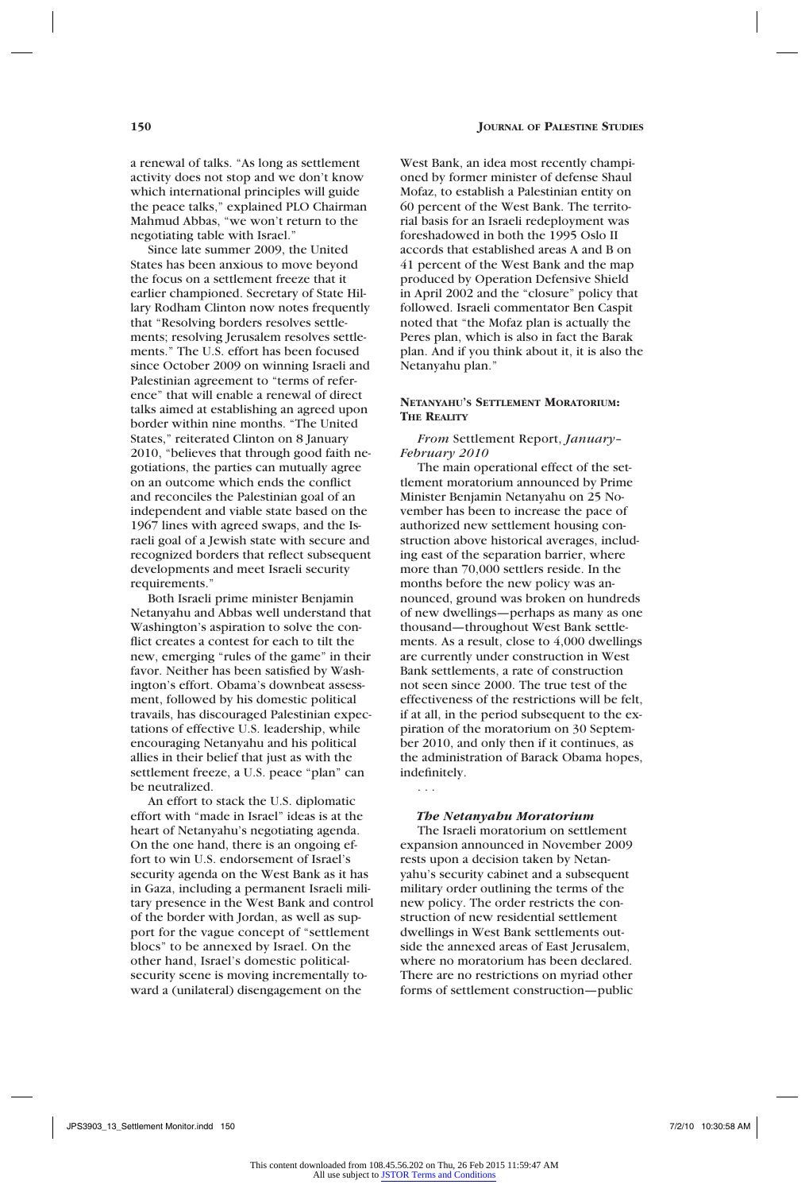a renewal of talks. "As long as settlement activity does not stop and we don't know which international principles will guide the peace talks," explained PLO Chairman Mahmud Abbas, "we won't return to the negotiating table with Israel."

Since late summer 2009, the United States has been anxious to move beyond the focus on a settlement freeze that it earlier championed. Secretary of State Hillary Rodham Clinton now notes frequently that "Resolving borders resolves settlements; resolving Jerusalem resolves settlements." The U.S. effort has been focused since October 2009 on winning Israeli and Palestinian agreement to "terms of reference" that will enable a renewal of direct talks aimed at establishing an agreed upon border within nine months. "The United States," reiterated Clinton on 8 January 2010, "believes that through good faith negotiations, the parties can mutually agree on an outcome which ends the conflict and reconciles the Palestinian goal of an independent and viable state based on the 1967 lines with agreed swaps, and the Israeli goal of a Jewish state with secure and recognized borders that reflect subsequent developments and meet Israeli security requirements."

Both Israeli prime minister Benjamin Netanyahu and Abbas well understand that Washington's aspiration to solve the conflict creates a contest for each to tilt the new, emerging "rules of the game" in their favor. Neither has been satisfied by Washington's effort. Obama's downbeat assessment, followed by his domestic political travails, has discouraged Palestinian expectations of effective U.S. leadership, while encouraging Netanyahu and his political allies in their belief that just as with the settlement freeze, a U.S. peace "plan" can be neutralized.

An effort to stack the U.S. diplomatic effort with "made in Israel" ideas is at the heart of Netanyahu's negotiating agenda. On the one hand, there is an ongoing effort to win U.S. endorsement of Israel's security agenda on the West Bank as it has in Gaza, including a permanent Israeli military presence in the West Bank and control of the border with Jordan, as well as support for the vague concept of "settlement blocs" to be annexed by Israel. On the other hand, Israel's domestic political-security scene is moving incrementally toward a (unilateral) disengagement on the West Bank, an idea most recently championed by former minister of defense Shaul Mofaz, to establish a Palestinian entity on 60 percent of the West Bank. The territorial basis for an Israeli redeployment was foreshadowed in both the 1995 Oslo II accords that established areas A and B on 41 percent of the West Bank and the map produced by Operation Defensive Shield in April 2002 and the "closure" policy that followed. Israeli commentator Ben Caspit noted that "the Mofaz plan is actually the Peres plan, which is also in fact the Barak plan. And if you think about it, it is also the Netanyahu plan."

## Netanyahu's Settlement Moratorium: The Reality

*From* Settlement Report, *January–February 2010*

The main operational effect of the settlement moratorium announced by Prime Minister Benjamin Netanyahu on 25 November has been to increase the pace of authorized new settlement housing construction above historical averages, including east of the separation barrier, where more than 70,000 settlers reside. In the months before the new policy was announced, ground was broken on hundreds of new dwellings—perhaps as many as one thousand—throughout West Bank settlements. As a result, close to 4,000 dwellings are currently under construction in West Bank settlements, a rate of construction not seen since 2000. The true test of the effectiveness of the restrictions will be felt, if at all, in the period subsequent to the expiration of the moratorium on 30 September 2010, and only then if it continues, as the administration of Barack Obama hopes, indefinitely.

. . .

### *The Netanyahu Moratorium*

The Israeli moratorium on settlement expansion announced in November 2009 rests upon a decision taken by Netanyahu's security cabinet and a subsequent military order outlining the terms of the new policy. The order restricts the construction of new residential settlement dwellings in West Bank settlements outside the annexed areas of East Jerusalem, where no moratorium has been declared. There are no restrictions on myriad other forms of settlement construction—public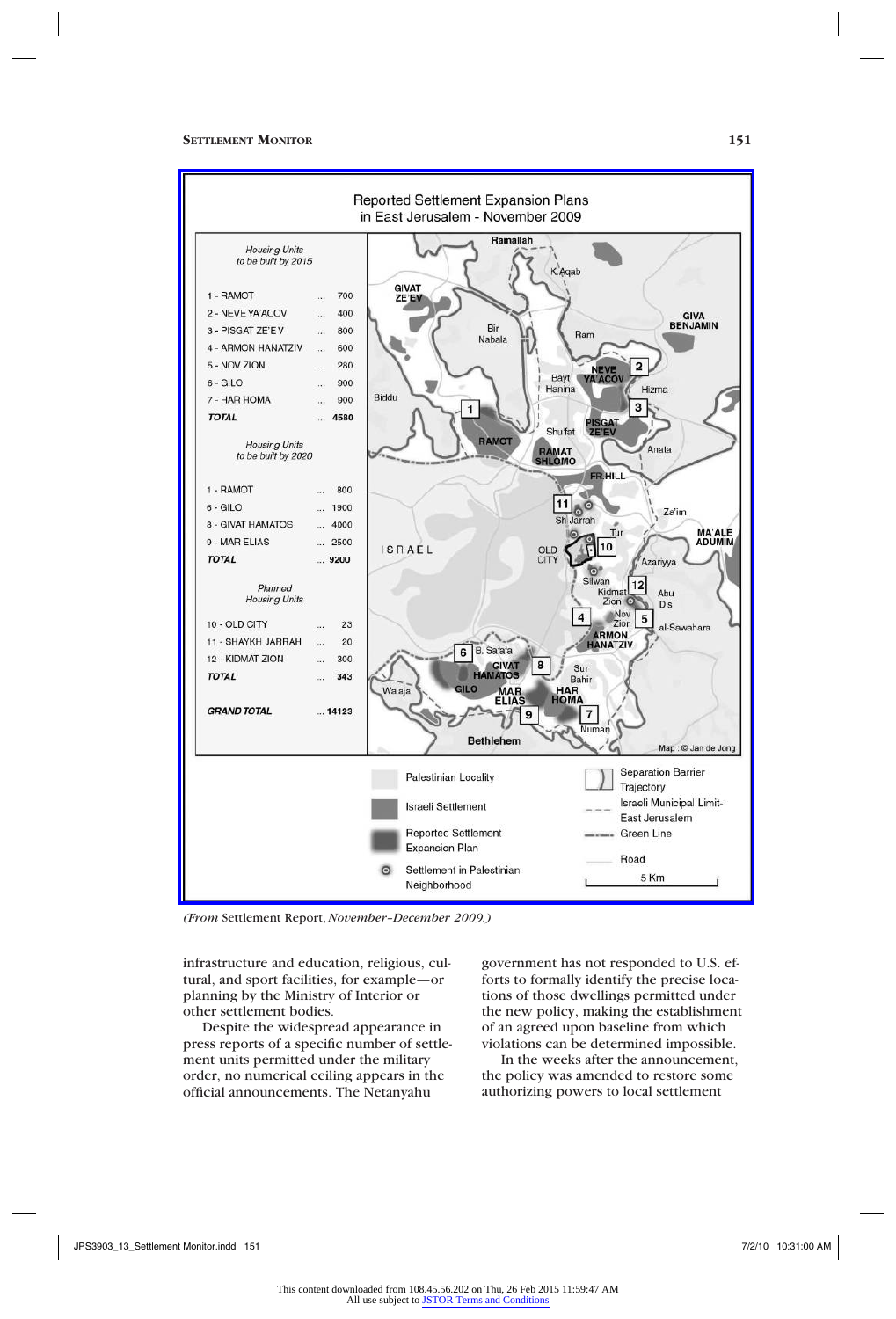Reported Settlement Expansion Plans in East Jerusalem - November 2009

*Housing Units to be built by 2015*

| | |
|---|---|
| 1 - RAMOT | ... 700 |
| 2 - NEVE YA'ACOV | ... 400 |
| 3 - PISGAT ZE'EV | ... 800 |
| 4 - ARMON HANATZIV | ... 600 |
| 5 - NOF ZION | ... 280 |
| 6 - GILO | ... 900 |
| 7 - HAR HOMA | ... 900 |
| ***TOTAL*** | ... **4580** |

*Housing Units to be built by 2020*

| | |
|---|---|
| 1 - RAMOT | ... 800 |
| 6 - GILO | ... 1900 |
| 8 - GIVAT HAMATOS | ... 4000 |
| 9 - MAR ELIAS | ... 2500 |
| ***TOTAL*** | ... **9200** |

*Planned Housing Units*

| | |
|---|---|
| 10 - OLD CITY | ... 23 |
| 11 - SHAYKH JARRAH | ... 20 |
| 12 - KIDMAT ZION | ... 300 |
| ***TOTAL*** | ... **343** |
| ***GRAND TOTAL*** | ... **14123** |

Legend: Palestinian Locality; Israeli Settlement; Reported Settlement Expansion Plan; Settlement in Palestinian Neighborhood; Separation Barrier Trajectory; Israeli Municipal Limit-East Jerusalem; Green Line; Road; 5 Km

Map: © Jan de Jong

*(From* Settlement Report, *November–December 2009.)*

infrastructure and education, religious, cultural, and sport facilities, for example—or planning by the Ministry of Interior or other settlement bodies.

Despite the widespread appearance in press reports of a specific number of settlement units permitted under the military order, no numerical ceiling appears in the official announcements. The Netanyahu government has not responded to U.S. efforts to formally identify the precise locations of those dwellings permitted under the new policy, making the establishment of an agreed upon baseline from which violations can be determined impossible.

In the weeks after the announcement, the policy was amended to restore some authorizing powers to local settlement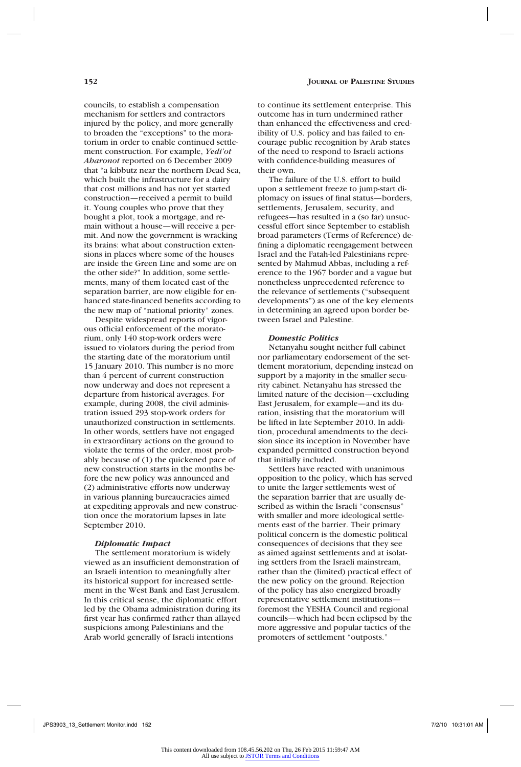councils, to establish a compensation mechanism for settlers and contractors injured by the policy, and more generally to broaden the "exceptions" to the moratorium in order to enable continued settlement construction. For example, *Yedi'ot Aharonot* reported on 6 December 2009 that "a kibbutz near the northern Dead Sea, which built the infrastructure for a dairy that cost millions and has not yet started construction—received a permit to build it. Young couples who prove that they bought a plot, took a mortgage, and remain without a house—will receive a permit. And now the government is wracking its brains: what about construction extensions in places where some of the houses are inside the Green Line and some are on the other side?" In addition, some settlements, many of them located east of the separation barrier, are now eligible for enhanced state-financed benefits according to the new map of "national priority" zones.

Despite widespread reports of vigorous official enforcement of the moratorium, only 140 stop-work orders were issued to violators during the period from the starting date of the moratorium until 15 January 2010. This number is no more than 4 percent of current construction now underway and does not represent a departure from historical averages. For example, during 2008, the civil administration issued 293 stop-work orders for unauthorized construction in settlements. In other words, settlers have not engaged in extraordinary actions on the ground to violate the terms of the order, most probably because of (1) the quickened pace of new construction starts in the months before the new policy was announced and (2) administrative efforts now underway in various planning bureaucracies aimed at expediting approvals and new construction once the moratorium lapses in late September 2010.

### *Diplomatic Impact*

The settlement moratorium is widely viewed as an insufficient demonstration of an Israeli intention to meaningfully alter its historical support for increased settlement in the West Bank and East Jerusalem. In this critical sense, the diplomatic effort led by the Obama administration during its first year has confirmed rather than allayed suspicions among Palestinians and the Arab world generally of Israeli intentions to continue its settlement enterprise. This outcome has in turn undermined rather than enhanced the effectiveness and credibility of U.S. policy and has failed to encourage public recognition by Arab states of the need to respond to Israeli actions with confidence-building measures of their own.

The failure of the U.S. effort to build upon a settlement freeze to jump-start diplomacy on issues of final status—borders, settlements, Jerusalem, security, and refugees—has resulted in a (so far) unsuccessful effort since September to establish broad parameters (Terms of Reference) defining a diplomatic reengagement between Israel and the Fatah-led Palestinians represented by Mahmud Abbas, including a reference to the 1967 border and a vague but nonetheless unprecedented reference to the relevance of settlements ("subsequent developments") as one of the key elements in determining an agreed upon border between Israel and Palestine.

### *Domestic Politics*

Netanyahu sought neither full cabinet nor parliamentary endorsement of the settlement moratorium, depending instead on support by a majority in the smaller security cabinet. Netanyahu has stressed the limited nature of the decision—excluding East Jerusalem, for example—and its duration, insisting that the moratorium will be lifted in late September 2010. In addition, procedural amendments to the decision since its inception in November have expanded permitted construction beyond that initially included.

Settlers have reacted with unanimous opposition to the policy, which has served to unite the larger settlements west of the separation barrier that are usually described as within the Israeli "consensus" with smaller and more ideological settlements east of the barrier. Their primary political concern is the domestic political consequences of decisions that they see as aimed against settlements and at isolating settlers from the Israeli mainstream, rather than the (limited) practical effect of the new policy on the ground. Rejection of the policy has also energized broadly representative settlement institutions—foremost the YESHA Council and regional councils—which had been eclipsed by the more aggressive and popular tactics of the promoters of settlement "outposts."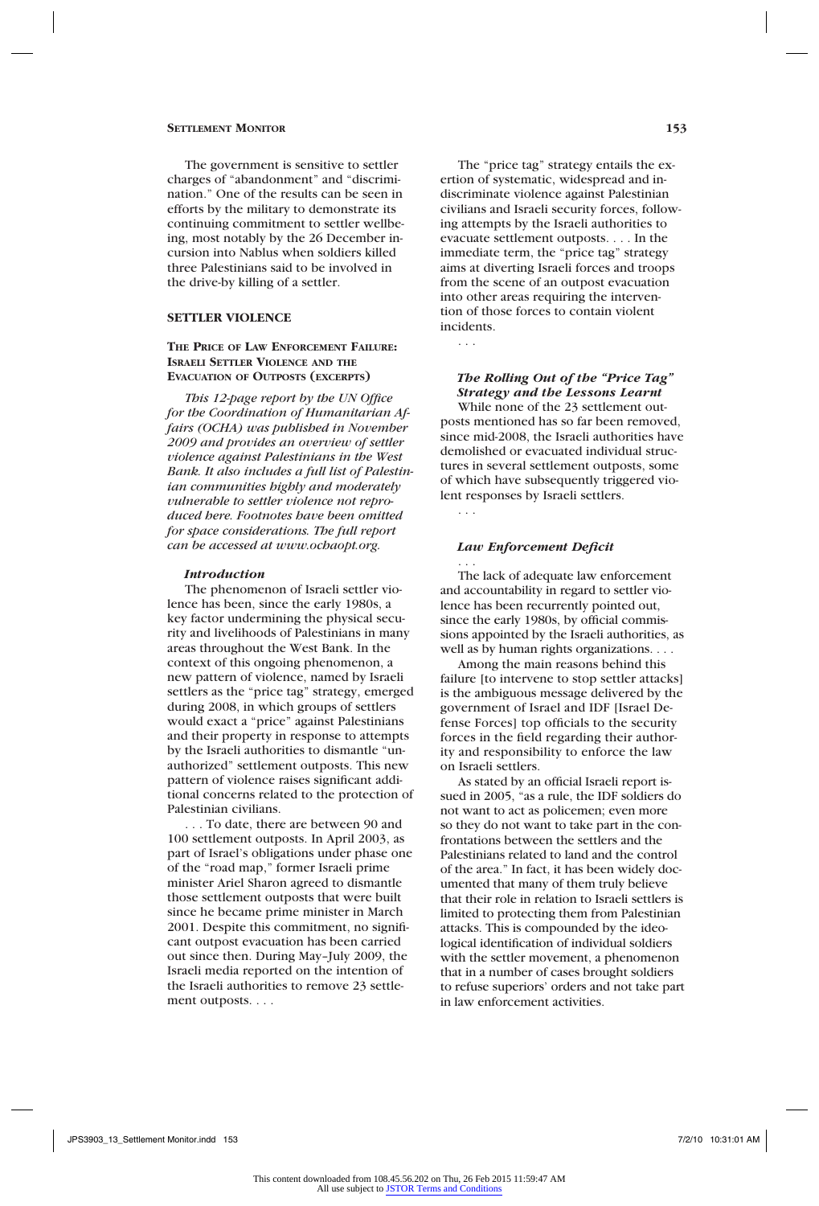The government is sensitive to settler charges of "abandonment" and "discrimination." One of the results can be seen in efforts by the military to demonstrate its continuing commitment to settler wellbeing, most notably by the 26 December incursion into Nablus when soldiers killed three Palestinians said to be involved in the drive-by killing of a settler.

## SETTLER VIOLENCE

### The Price of Law Enforcement Failure: Israeli Settler Violence and the Evacuation of Outposts (excerpts)

*This 12-page report by the UN Office for the Coordination of Humanitarian Affairs (OCHA) was published in November 2009 and provides an overview of settler violence against Palestinians in the West Bank. It also includes a full list of Palestinian communities highly and moderately vulnerable to settler violence not reproduced here. Footnotes have been omitted for space considerations. The full report can be accessed at www.ochaopt.org.*

#### *Introduction*

The phenomenon of Israeli settler violence has been, since the early 1980s, a key factor undermining the physical security and livelihoods of Palestinians in many areas throughout the West Bank. In the context of this ongoing phenomenon, a new pattern of violence, named by Israeli settlers as the "price tag" strategy, emerged during 2008, in which groups of settlers would exact a "price" against Palestinians and their property in response to attempts by the Israeli authorities to dismantle "unauthorized" settlement outposts. This new pattern of violence raises significant additional concerns related to the protection of Palestinian civilians.

. . . To date, there are between 90 and 100 settlement outposts. In April 2003, as part of Israel's obligations under phase one of the "road map," former Israeli prime minister Ariel Sharon agreed to dismantle those settlement outposts that were built since he became prime minister in March 2001. Despite this commitment, no significant outpost evacuation has been carried out since then. During May–July 2009, the Israeli media reported on the intention of the Israeli authorities to remove 23 settlement outposts. . . .

The "price tag" strategy entails the exertion of systematic, widespread and indiscriminate violence against Palestinian civilians and Israeli security forces, following attempts by the Israeli authorities to evacuate settlement outposts. . . . In the immediate term, the "price tag" strategy aims at diverting Israeli forces and troops from the scene of an outpost evacuation into other areas requiring the intervention of those forces to contain violent incidents.

. . .

#### *The Rolling Out of the "Price Tag" Strategy and the Lessons Learnt*

While none of the 23 settlement outposts mentioned has so far been removed, since mid-2008, the Israeli authorities have demolished or evacuated individual structures in several settlement outposts, some of which have subsequently triggered violent responses by Israeli settlers.

. . .

#### *Law Enforcement Deficit*

. . .

The lack of adequate law enforcement and accountability in regard to settler violence has been recurrently pointed out, since the early 1980s, by official commissions appointed by the Israeli authorities, as well as by human rights organizations. . . .

Among the main reasons behind this failure [to intervene to stop settler attacks] is the ambiguous message delivered by the government of Israel and IDF [Israel Defense Forces] top officials to the security forces in the field regarding their authority and responsibility to enforce the law on Israeli settlers.

As stated by an official Israeli report issued in 2005, "as a rule, the IDF soldiers do not want to act as policemen; even more so they do not want to take part in the confrontations between the settlers and the Palestinians related to land and the control of the area." In fact, it has been widely documented that many of them truly believe that their role in relation to Israeli settlers is limited to protecting them from Palestinian attacks. This is compounded by the ideological identification of individual soldiers with the settler movement, a phenomenon that in a number of cases brought soldiers to refuse superiors' orders and not take part in law enforcement activities.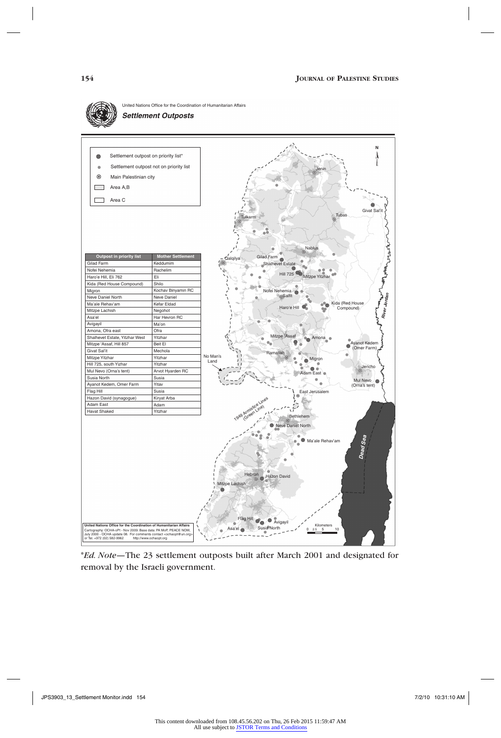United Nations Office for the Coordination of Humanitarian Affairs

***Settlement Outposts***

- Settlement outpost on priority list*
- Settlement outpost not on priority list
- Main Palestinian city
- Area A,B
- Area C

| Outpost in priority list | Mother Settlement |
|---|---|
| Gilad Farm | Keddumim |
| Nofei Nehemia | Rachelim |
| Haro'e Hill, Eli 762 | Eli |
| Kida (Red House Compound) | Shilo |
| Migron | Kochav Binyamin RC |
| Neve Daniel North | Neve Daniel |
| Ma'ale Rehav'am | Kefar Eldad |
| Mitzpe Lachish | Negohot |
| Asa'el | Har Hevron RC |
| Avigayil | Ma'on |
| Amona, Ofra east | Ofra |
| Shalhevet Estate, Yitzhar West | Yitzhar |
| Mitzpe 'Assaf, Hill 857 | Beit El |
| Givat Sal'it | Mechola |
| Mitzpe Yitzhar | Yitzhar |
| Hill 725, south Yizhar | Yitzhar |
| Mul Nevo (Orna's tent) | Arvot Hyarden RC |
| Susia North | Susia |
| Ayanot Kedem, Omer Farm | Yitav |
| Flag Hill | Susia |
| Hazon David (synagogue) | Kiryat Arba |
| Adam East | Adam |
| Havat Shaked | Yitzhar |

United Nations Office for the Coordination of Humanitarian Affairs
Cartography: OCHA-oPt - Nov 2009. Base data: PA MoP, PEACE NOW, July 2000 - OCHA update 08. For comments contact <ochaopt@un.org> or Tel. +972 (02) 582-9962 http://www.ochaopt.org

*Ed. Note—The 23 settlement outposts built after March 2001 and designated for removal by the Israeli government.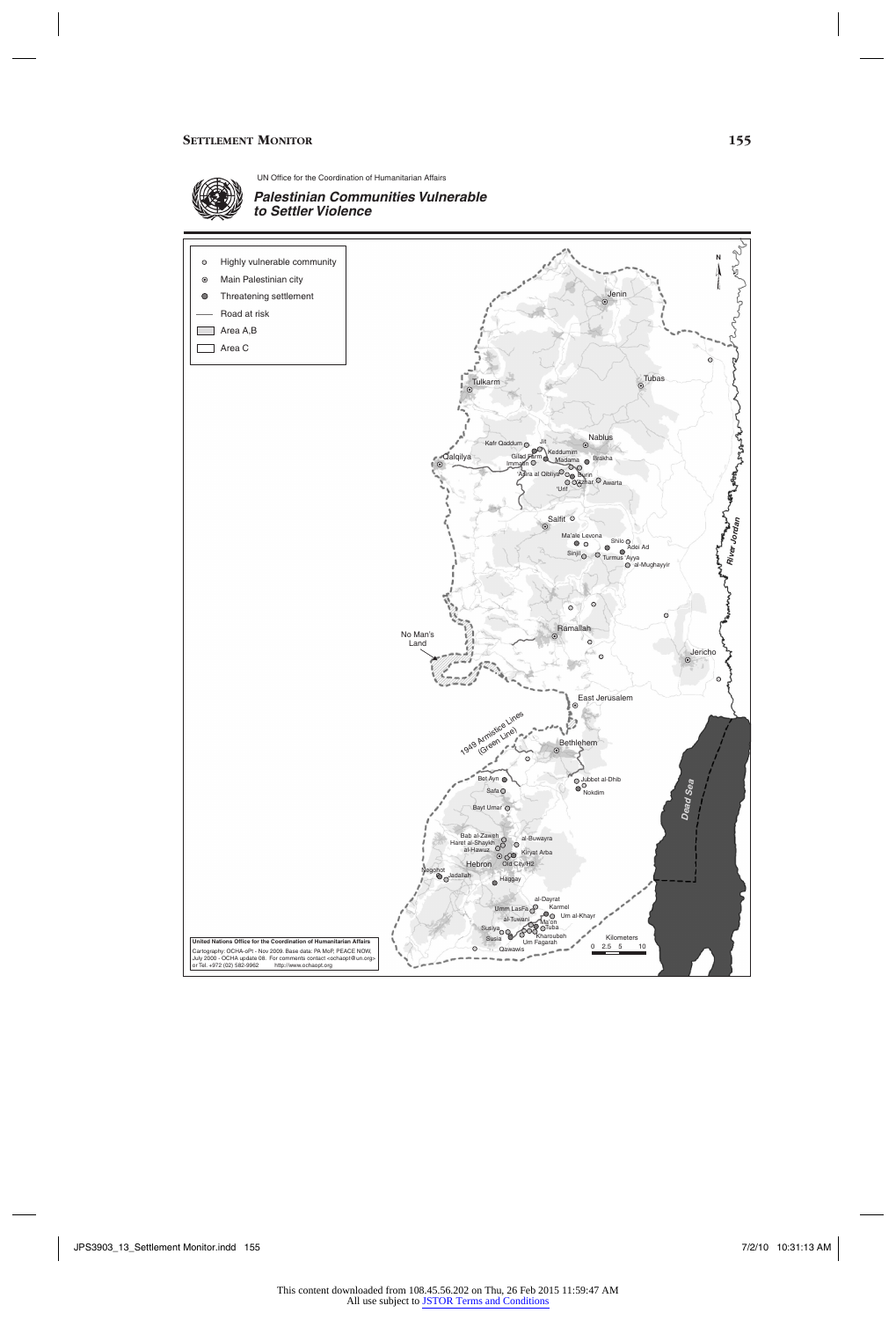UN Office for the Coordination of Humanitarian Affairs

***Palestinian Communities Vulnerable to Settler Violence***

- Highly vulnerable community
- Main Palestinian city
- Threatening settlement
- Road at risk
- Area A,B
- Area C

**United Nations Office for the Coordination of Humanitarian Affairs**

Cartography: OCHA-oPt - Nov 2009. Base data: PA MoP, PEACE NOW, July 2000 - OCHA update 08. For comments contact <ochaopt@un.org> or Tel. +972 (02) 582-9962 http://www.ochaopt.org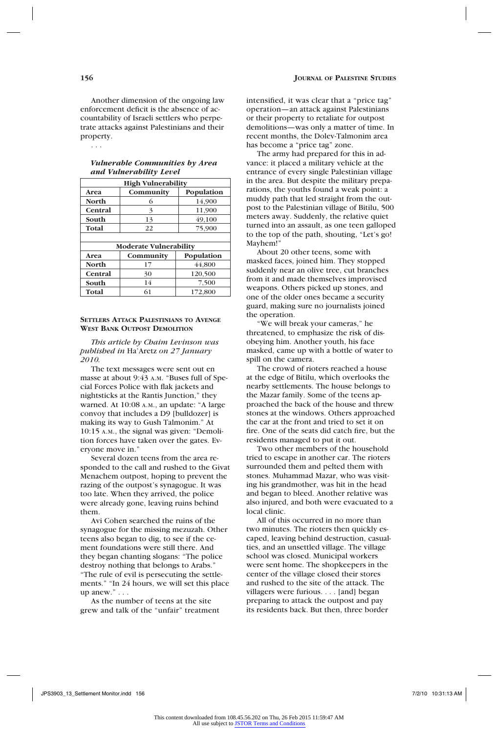Another dimension of the ongoing law enforcement deficit is the absence of accountability of Israeli settlers who perpetrate attacks against Palestinians and their property.

. . .

***Vulnerable Communities by Area and Vulnerability Level***

| High Vulnerability | | |
|---|---|---|
| **Area** | **Community** | **Population** |
| **North** | 6 | 14,900 |
| **Central** | 3 | 11,900 |
| **South** | 13 | 49,100 |
| **Total** | 22 | 75,900 |

| Moderate Vulnerability | | |
|---|---|---|
| **Area** | **Community** | **Population** |
| **North** | 17 | 44,800 |
| **Central** | 30 | 120,500 |
| **South** | 14 | 7,500 |
| **Total** | 61 | 172,800 |

## Settlers Attack Palestinians to Avenge West Bank Outpost Demolition

*This article by Chaim Levinson was published in* Ha'Aretz *on 27 January 2010.*

The text messages were sent out en masse at about 9:43 A.M. "Buses full of Special Forces Police with flak jackets and nightsticks at the Rantis Junction," they warned. At 10:08 A.M., an update: "A large convoy that includes a D9 [bulldozer] is making its way to Gush Talmonim." At 10:15 A.M., the signal was given: "Demolition forces have taken over the gates. Everyone move in."

Several dozen teens from the area responded to the call and rushed to the Givat Menachem outpost, hoping to prevent the razing of the outpost's synagogue. It was too late. When they arrived, the police were already gone, leaving ruins behind them.

Avi Cohen searched the ruins of the synagogue for the missing mezuzah. Other teens also began to dig, to see if the cement foundations were still there. And they began chanting slogans: "The police destroy nothing that belongs to Arabs." "The rule of evil is persecuting the settlements." "In 24 hours, we will set this place up anew." . . .

As the number of teens at the site grew and talk of the "unfair" treatment intensified, it was clear that a "price tag" operation—an attack against Palestinians or their property to retaliate for outpost demolitions—was only a matter of time. In recent months, the Dolev-Talmonim area has become a "price tag" zone.

The army had prepared for this in advance: it placed a military vehicle at the entrance of every single Palestinian village in the area. But despite the military preparations, the youths found a weak point: a muddy path that led straight from the outpost to the Palestinian village of Bitilu, 500 meters away. Suddenly, the relative quiet turned into an assault, as one teen galloped to the top of the path, shouting, "Let's go! Mayhem!"

About 20 other teens, some with masked faces, joined him. They stopped suddenly near an olive tree, cut branches from it and made themselves improvised weapons. Others picked up stones, and one of the older ones became a security guard, making sure no journalists joined the operation.

"We will break your cameras," he threatened, to emphasize the risk of disobeying him. Another youth, his face masked, came up with a bottle of water to spill on the camera.

The crowd of rioters reached a house at the edge of Bitilu, which overlooks the nearby settlements. The house belongs to the Mazar family. Some of the teens approached the back of the house and threw stones at the windows. Others approached the car at the front and tried to set it on fire. One of the seats did catch fire, but the residents managed to put it out.

Two other members of the household tried to escape in another car. The rioters surrounded them and pelted them with stones. Muhammad Mazar, who was visiting his grandmother, was hit in the head and began to bleed. Another relative was also injured, and both were evacuated to a local clinic.

All of this occurred in no more than two minutes. The rioters then quickly escaped, leaving behind destruction, casualties, and an unsettled village. The village school was closed. Municipal workers were sent home. The shopkeepers in the center of the village closed their stores and rushed to the site of the attack. The villagers were furious. . . . [and] began preparing to attack the outpost and pay its residents back. But then, three border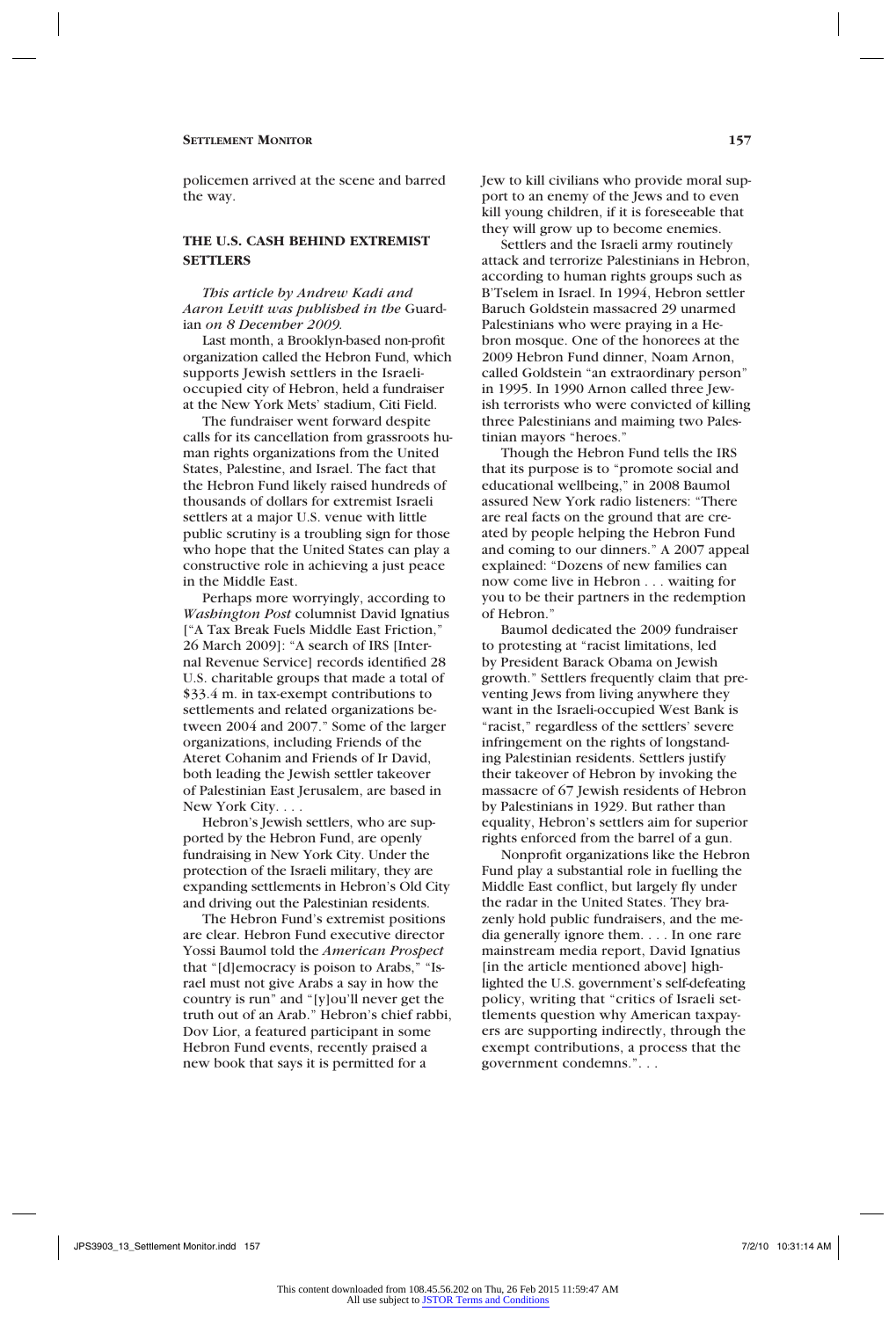policemen arrived at the scene and barred the way.

### THE U.S. CASH BEHIND EXTREMIST SETTLERS

*This article by Andrew Kadi and Aaron Levitt was published in the* Guardian *on 8 December 2009.*

Last month, a Brooklyn-based non-profit organization called the Hebron Fund, which supports Jewish settlers in the Israeli-occupied city of Hebron, held a fundraiser at the New York Mets' stadium, Citi Field.

The fundraiser went forward despite calls for its cancellation from grassroots human rights organizations from the United States, Palestine, and Israel. The fact that the Hebron Fund likely raised hundreds of thousands of dollars for extremist Israeli settlers at a major U.S. venue with little public scrutiny is a troubling sign for those who hope that the United States can play a constructive role in achieving a just peace in the Middle East.

Perhaps more worryingly, according to *Washington Post* columnist David Ignatius ["A Tax Break Fuels Middle East Friction," 26 March 2009]: "A search of IRS [Internal Revenue Service] records identified 28 U.S. charitable groups that made a total of $33.4 m. in tax-exempt contributions to settlements and related organizations between 2004 and 2007." Some of the larger organizations, including Friends of the Ateret Cohanim and Friends of Ir David, both leading the Jewish settler takeover of Palestinian East Jerusalem, are based in New York City. . . .

Hebron's Jewish settlers, who are supported by the Hebron Fund, are openly fundraising in New York City. Under the protection of the Israeli military, they are expanding settlements in Hebron's Old City and driving out the Palestinian residents.

The Hebron Fund's extremist positions are clear. Hebron Fund executive director Yossi Baumol told the *American Prospect* that "[d]emocracy is poison to Arabs," "Israel must not give Arabs a say in how the country is run" and "[y]ou'll never get the truth out of an Arab." Hebron's chief rabbi, Dov Lior, a featured participant in some Hebron Fund events, recently praised a new book that says it is permitted for a Jew to kill civilians who provide moral support to an enemy of the Jews and to even kill young children, if it is foreseeable that they will grow up to become enemies.

Settlers and the Israeli army routinely attack and terrorize Palestinians in Hebron, according to human rights groups such as B'Tselem in Israel. In 1994, Hebron settler Baruch Goldstein massacred 29 unarmed Palestinians who were praying in a Hebron mosque. One of the honorees at the 2009 Hebron Fund dinner, Noam Arnon, called Goldstein "an extraordinary person" in 1995. In 1990 Arnon called three Jewish terrorists who were convicted of killing three Palestinians and maiming two Palestinian mayors "heroes."

Though the Hebron Fund tells the IRS that its purpose is to "promote social and educational wellbeing," in 2008 Baumol assured New York radio listeners: "There are real facts on the ground that are created by people helping the Hebron Fund and coming to our dinners." A 2007 appeal explained: "Dozens of new families can now come live in Hebron . . . waiting for you to be their partners in the redemption of Hebron."

Baumol dedicated the 2009 fundraiser to protesting at "racist limitations, led by President Barack Obama on Jewish growth." Settlers frequently claim that preventing Jews from living anywhere they want in the Israeli-occupied West Bank is "racist," regardless of the settlers' severe infringement on the rights of longstanding Palestinian residents. Settlers justify their takeover of Hebron by invoking the massacre of 67 Jewish residents of Hebron by Palestinians in 1929. But rather than equality, Hebron's settlers aim for superior rights enforced from the barrel of a gun.

Nonprofit organizations like the Hebron Fund play a substantial role in fuelling the Middle East conflict, but largely fly under the radar in the United States. They brazenly hold public fundraisers, and the media generally ignore them. . . . In one rare mainstream media report, David Ignatius [in the article mentioned above] highlighted the U.S. government's self-defeating policy, writing that "critics of Israeli settlements question why American taxpayers are supporting indirectly, through the exempt contributions, a process that the government condemns.". . .